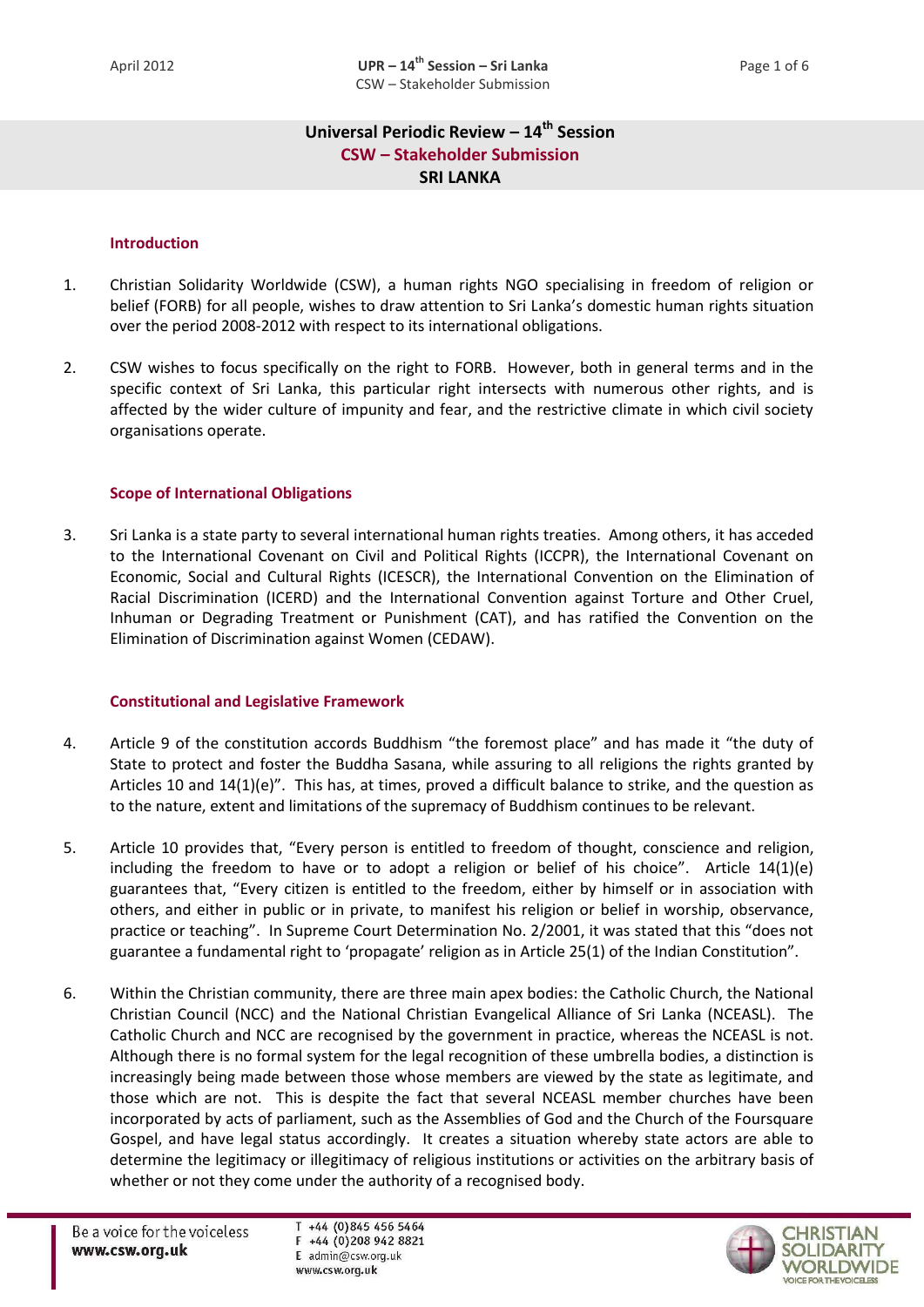# Universal Periodic Review – 14th Session

## CSW – Stakeholder Submission

## SRI LANKA

### Introduction

1. Christian Solidarity Worldwide (CSW), a human rights NGO specialising in freedom of religion or belief (FORB) for all people, wishes to draw attention to Sri Lanka's domestic human rights situation over the period 2008-2012 with respect to its international obligations.

2. CSW wishes to focus specifically on the right to FORB. However, both in general terms and in the specific context of Sri Lanka, this particular right intersects with numerous other rights, and is affected by the wider culture of impunity and fear, and the restrictive climate in which civil society organisations operate.

### Scope of International Obligations

3. Sri Lanka is a state party to several international human rights treaties. Among others, it has acceded to the International Covenant on Civil and Political Rights (ICCPR), the International Covenant on Economic, Social and Cultural Rights (ICESCR), the International Convention on the Elimination of Racial Discrimination (ICERD) and the International Convention against Torture and Other Cruel, Inhuman or Degrading Treatment or Punishment (CAT), and has ratified the Convention on the Elimination of Discrimination against Women (CEDAW).

### Constitutional and Legislative Framework

4. Article 9 of the constitution accords Buddhism "the foremost place" and has made it "the duty of State to protect and foster the Buddha Sasana, while assuring to all religions the rights granted by Articles 10 and 14(1)(e)". This has, at times, proved a difficult balance to strike, and the question as to the nature, extent and limitations of the supremacy of Buddhism continues to be relevant.

5. Article 10 provides that, "Every person is entitled to freedom of thought, conscience and religion, including the freedom to have or to adopt a religion or belief of his choice". Article 14(1)(e) guarantees that, "Every citizen is entitled to the freedom, either by himself or in association with others, and either in public or in private, to manifest his religion or belief in worship, observance, practice or teaching". In Supreme Court Determination No. 2/2001, it was stated that this "does not guarantee a fundamental right to 'propagate' religion as in Article 25(1) of the Indian Constitution".

6. Within the Christian community, there are three main apex bodies: the Catholic Church, the National Christian Council (NCC) and the National Christian Evangelical Alliance of Sri Lanka (NCEASL). The Catholic Church and NCC are recognised by the government in practice, whereas the NCEASL is not. Although there is no formal system for the legal recognition of these umbrella bodies, a distinction is increasingly being made between those whose members are viewed by the state as legitimate, and those which are not. This is despite the fact that several NCEASL member churches have been incorporated by acts of parliament, such as the Assemblies of God and the Church of the Foursquare Gospel, and have legal status accordingly. It creates a situation whereby state actors are able to determine the legitimacy or illegitimacy of religious institutions or activities on the arbitrary basis of whether or not they come under the authority of a recognised body.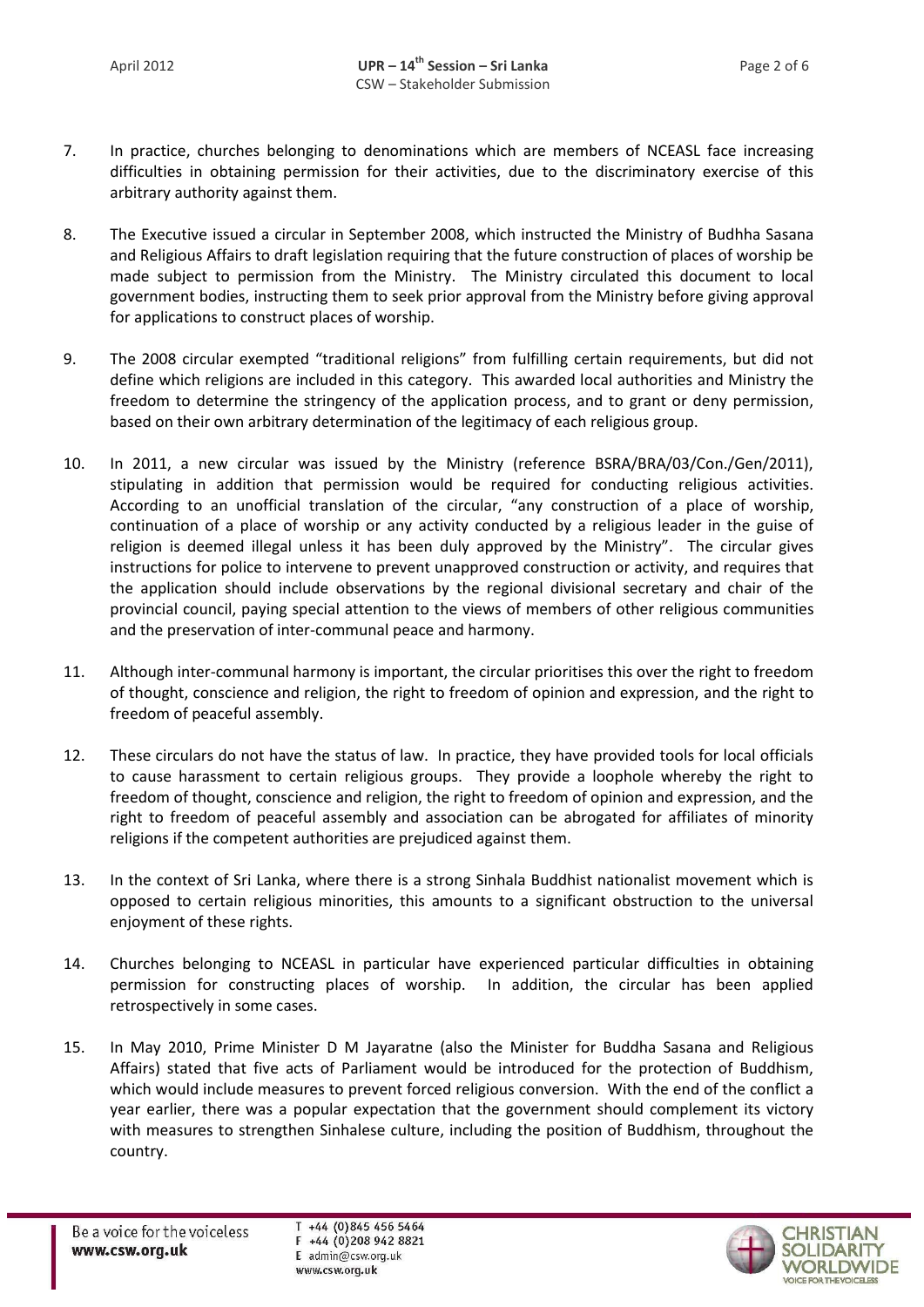7. In practice, churches belonging to denominations which are members of NCEASL face increasing difficulties in obtaining permission for their activities, due to the discriminatory exercise of this arbitrary authority against them.

8. The Executive issued a circular in September 2008, which instructed the Ministry of Budhha Sasana and Religious Affairs to draft legislation requiring that the future construction of places of worship be made subject to permission from the Ministry. The Ministry circulated this document to local government bodies, instructing them to seek prior approval from the Ministry before giving approval for applications to construct places of worship.

9. The 2008 circular exempted "traditional religions" from fulfilling certain requirements, but did not define which religions are included in this category. This awarded local authorities and Ministry the freedom to determine the stringency of the application process, and to grant or deny permission, based on their own arbitrary determination of the legitimacy of each religious group.

10. In 2011, a new circular was issued by the Ministry (reference BSRA/BRA/03/Con./Gen/2011), stipulating in addition that permission would be required for conducting religious activities. According to an unofficial translation of the circular, "any construction of a place of worship, continuation of a place of worship or any activity conducted by a religious leader in the guise of religion is deemed illegal unless it has been duly approved by the Ministry". The circular gives instructions for police to intervene to prevent unapproved construction or activity, and requires that the application should include observations by the regional divisional secretary and chair of the provincial council, paying special attention to the views of members of other religious communities and the preservation of inter-communal peace and harmony.

11. Although inter-communal harmony is important, the circular prioritises this over the right to freedom of thought, conscience and religion, the right to freedom of opinion and expression, and the right to freedom of peaceful assembly.

12. These circulars do not have the status of law. In practice, they have provided tools for local officials to cause harassment to certain religious groups. They provide a loophole whereby the right to freedom of thought, conscience and religion, the right to freedom of opinion and expression, and the right to freedom of peaceful assembly and association can be abrogated for affiliates of minority religions if the competent authorities are prejudiced against them.

13. In the context of Sri Lanka, where there is a strong Sinhala Buddhist nationalist movement which is opposed to certain religious minorities, this amounts to a significant obstruction to the universal enjoyment of these rights.

14. Churches belonging to NCEASL in particular have experienced particular difficulties in obtaining permission for constructing places of worship. In addition, the circular has been applied retrospectively in some cases.

15. In May 2010, Prime Minister D M Jayaratne (also the Minister for Buddha Sasana and Religious Affairs) stated that five acts of Parliament would be introduced for the protection of Buddhism, which would include measures to prevent forced religious conversion. With the end of the conflict a year earlier, there was a popular expectation that the government should complement its victory with measures to strengthen Sinhalese culture, including the position of Buddhism, throughout the country.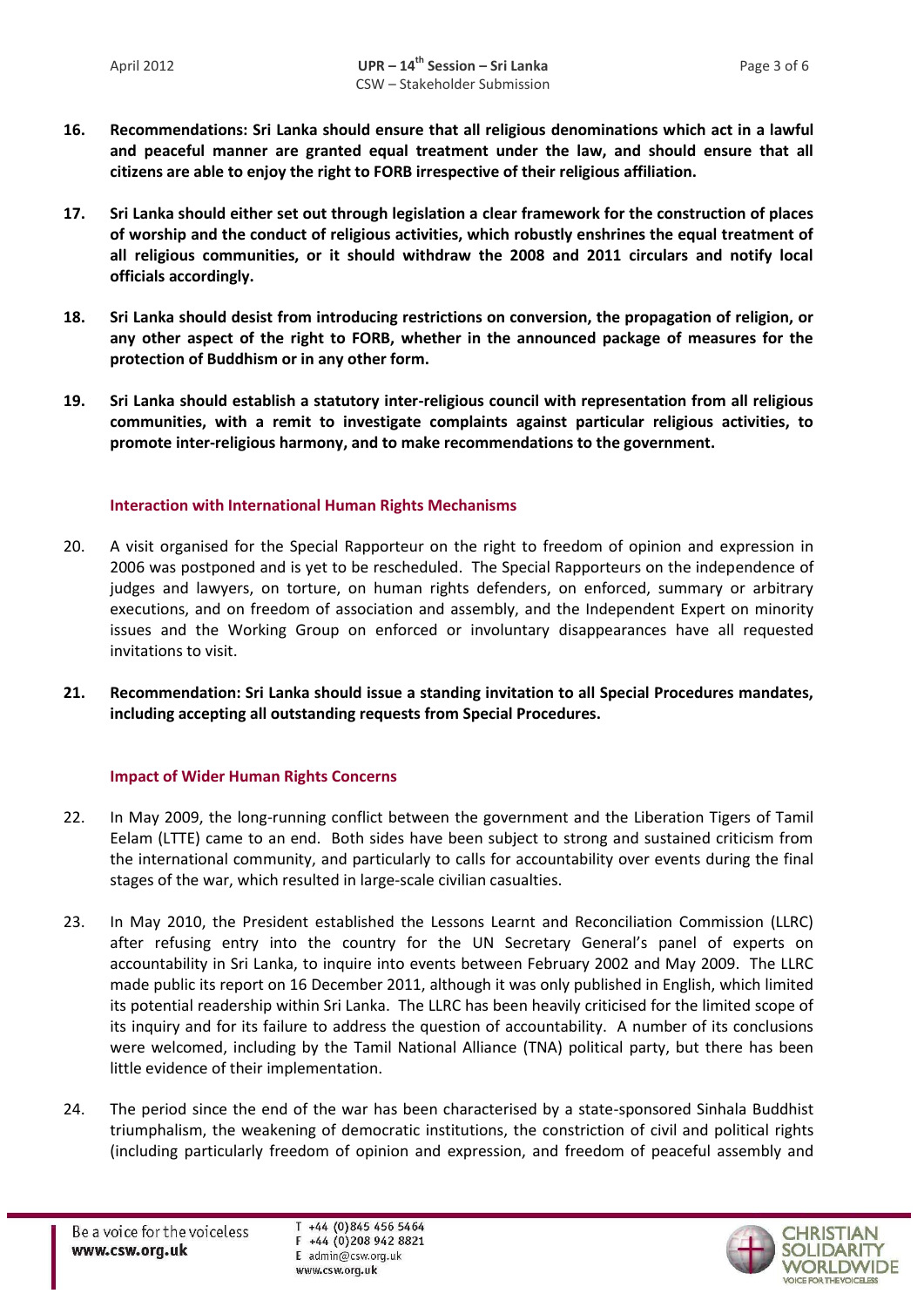16. **Recommendations: Sri Lanka should ensure that all religious denominations which act in a lawful and peaceful manner are granted equal treatment under the law, and should ensure that all citizens are able to enjoy the right to FORB irrespective of their religious affiliation.**

17. **Sri Lanka should either set out through legislation a clear framework for the construction of places of worship and the conduct of religious activities, which robustly enshrines the equal treatment of all religious communities, or it should withdraw the 2008 and 2011 circulars and notify local officials accordingly.**

18. **Sri Lanka should desist from introducing restrictions on conversion, the propagation of religion, or any other aspect of the right to FORB, whether in the announced package of measures for the protection of Buddhism or in any other form.**

19. **Sri Lanka should establish a statutory inter-religious council with representation from all religious communities, with a remit to investigate complaints against particular religious activities, to promote inter-religious harmony, and to make recommendations to the government.**

## Interaction with International Human Rights Mechanisms

20. A visit organised for the Special Rapporteur on the right to freedom of opinion and expression in 2006 was postponed and is yet to be rescheduled. The Special Rapporteurs on the independence of judges and lawyers, on torture, on human rights defenders, on enforced, summary or arbitrary executions, and on freedom of association and assembly, and the Independent Expert on minority issues and the Working Group on enforced or involuntary disappearances have all requested invitations to visit.

21. **Recommendation: Sri Lanka should issue a standing invitation to all Special Procedures mandates, including accepting all outstanding requests from Special Procedures.**

## Impact of Wider Human Rights Concerns

22. In May 2009, the long-running conflict between the government and the Liberation Tigers of Tamil Eelam (LTTE) came to an end. Both sides have been subject to strong and sustained criticism from the international community, and particularly to calls for accountability over events during the final stages of the war, which resulted in large-scale civilian casualties.

23. In May 2010, the President established the Lessons Learnt and Reconciliation Commission (LLRC) after refusing entry into the country for the UN Secretary General's panel of experts on accountability in Sri Lanka, to inquire into events between February 2002 and May 2009. The LLRC made public its report on 16 December 2011, although it was only published in English, which limited its potential readership within Sri Lanka. The LLRC has been heavily criticised for the limited scope of its inquiry and for its failure to address the question of accountability. A number of its conclusions were welcomed, including by the Tamil National Alliance (TNA) political party, but there has been little evidence of their implementation.

24. The period since the end of the war has been characterised by a state-sponsored Sinhala Buddhist triumphalism, the weakening of democratic institutions, the constriction of civil and political rights (including particularly freedom of opinion and expression, and freedom of peaceful assembly and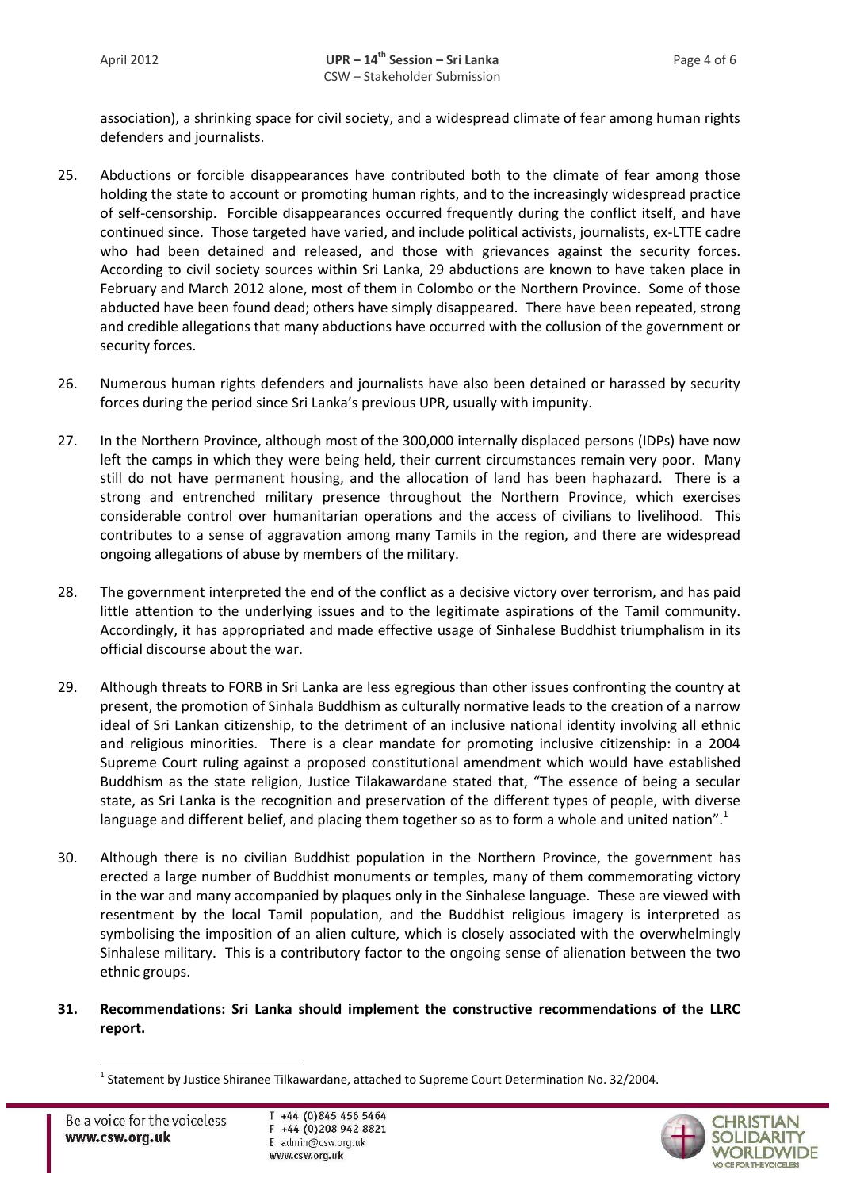association), a shrinking space for civil society, and a widespread climate of fear among human rights defenders and journalists.

25. Abductions or forcible disappearances have contributed both to the climate of fear among those holding the state to account or promoting human rights, and to the increasingly widespread practice of self-censorship. Forcible disappearances occurred frequently during the conflict itself, and have continued since. Those targeted have varied, and include political activists, journalists, ex-LTTE cadre who had been detained and released, and those with grievances against the security forces. According to civil society sources within Sri Lanka, 29 abductions are known to have taken place in February and March 2012 alone, most of them in Colombo or the Northern Province. Some of those abducted have been found dead; others have simply disappeared. There have been repeated, strong and credible allegations that many abductions have occurred with the collusion of the government or security forces.

26. Numerous human rights defenders and journalists have also been detained or harassed by security forces during the period since Sri Lanka's previous UPR, usually with impunity.

27. In the Northern Province, although most of the 300,000 internally displaced persons (IDPs) have now left the camps in which they were being held, their current circumstances remain very poor. Many still do not have permanent housing, and the allocation of land has been haphazard. There is a strong and entrenched military presence throughout the Northern Province, which exercises considerable control over humanitarian operations and the access of civilians to livelihood. This contributes to a sense of aggravation among many Tamils in the region, and there are widespread ongoing allegations of abuse by members of the military.

28. The government interpreted the end of the conflict as a decisive victory over terrorism, and has paid little attention to the underlying issues and to the legitimate aspirations of the Tamil community. Accordingly, it has appropriated and made effective usage of Sinhalese Buddhist triumphalism in its official discourse about the war.

29. Although threats to FORB in Sri Lanka are less egregious than other issues confronting the country at present, the promotion of Sinhala Buddhism as culturally normative leads to the creation of a narrow ideal of Sri Lankan citizenship, to the detriment of an inclusive national identity involving all ethnic and religious minorities. There is a clear mandate for promoting inclusive citizenship: in a 2004 Supreme Court ruling against a proposed constitutional amendment which would have established Buddhism as the state religion, Justice Tilakawardane stated that, "The essence of being a secular state, as Sri Lanka is the recognition and preservation of the different types of people, with diverse language and different belief, and placing them together so as to form a whole and united nation".[1]

30. Although there is no civilian Buddhist population in the Northern Province, the government has erected a large number of Buddhist monuments or temples, many of them commemorating victory in the war and many accompanied by plaques only in the Sinhalese language. These are viewed with resentment by the local Tamil population, and the Buddhist religious imagery is interpreted as symbolising the imposition of an alien culture, which is closely associated with the overwhelmingly Sinhalese military. This is a contributory factor to the ongoing sense of alienation between the two ethnic groups.

31. **Recommendations: Sri Lanka should implement the constructive recommendations of the LLRC report.**

[1] Statement by Justice Shiranee Tilkawardane, attached to Supreme Court Determination No. 32/2004.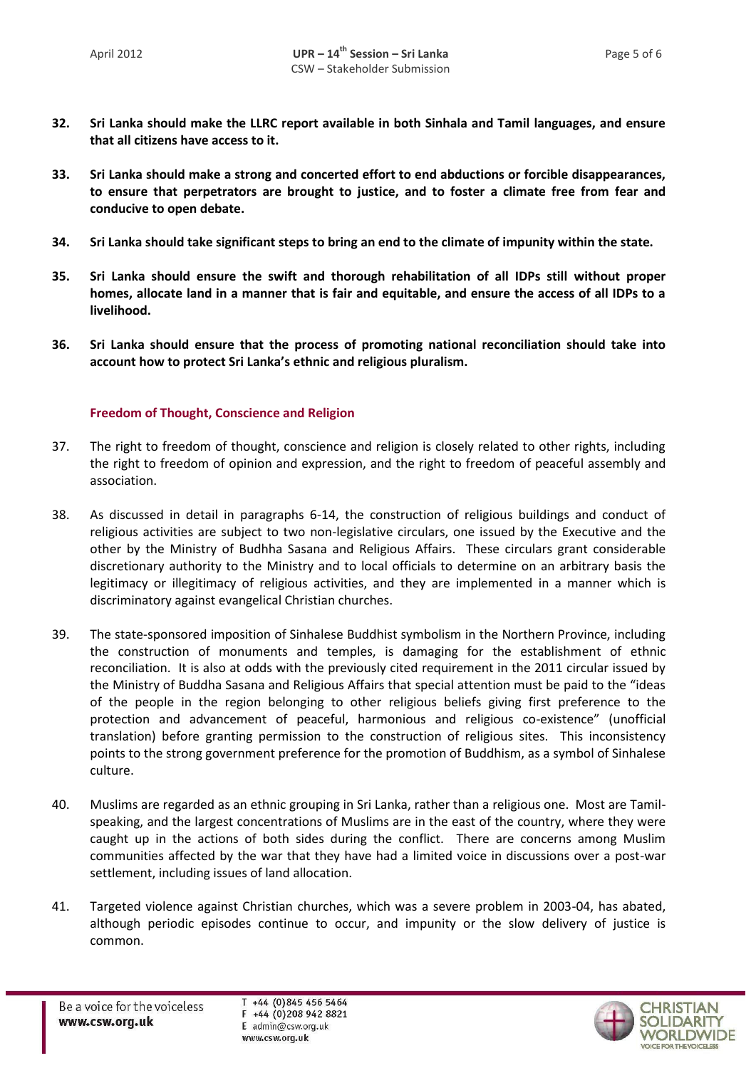**32. Sri Lanka should make the LLRC report available in both Sinhala and Tamil languages, and ensure that all citizens have access to it.**

**33. Sri Lanka should make a strong and concerted effort to end abductions or forcible disappearances, to ensure that perpetrators are brought to justice, and to foster a climate free from fear and conducive to open debate.**

**34. Sri Lanka should take significant steps to bring an end to the climate of impunity within the state.**

**35. Sri Lanka should ensure the swift and thorough rehabilitation of all IDPs still without proper homes, allocate land in a manner that is fair and equitable, and ensure the access of all IDPs to a livelihood.**

**36. Sri Lanka should ensure that the process of promoting national reconciliation should take into account how to protect Sri Lanka's ethnic and religious pluralism.**

## Freedom of Thought, Conscience and Religion

37. The right to freedom of thought, conscience and religion is closely related to other rights, including the right to freedom of opinion and expression, and the right to freedom of peaceful assembly and association.

38. As discussed in detail in paragraphs 6-14, the construction of religious buildings and conduct of religious activities are subject to two non-legislative circulars, one issued by the Executive and the other by the Ministry of Budhha Sasana and Religious Affairs. These circulars grant considerable discretionary authority to the Ministry and to local officials to determine on an arbitrary basis the legitimacy or illegitimacy of religious activities, and they are implemented in a manner which is discriminatory against evangelical Christian churches.

39. The state-sponsored imposition of Sinhalese Buddhist symbolism in the Northern Province, including the construction of monuments and temples, is damaging for the establishment of ethnic reconciliation. It is also at odds with the previously cited requirement in the 2011 circular issued by the Ministry of Buddha Sasana and Religious Affairs that special attention must be paid to the "ideas of the people in the region belonging to other religious beliefs giving first preference to the protection and advancement of peaceful, harmonious and religious co-existence" (unofficial translation) before granting permission to the construction of religious sites. This inconsistency points to the strong government preference for the promotion of Buddhism, as a symbol of Sinhalese culture.

40. Muslims are regarded as an ethnic grouping in Sri Lanka, rather than a religious one. Most are Tamil-speaking, and the largest concentrations of Muslims are in the east of the country, where they were caught up in the actions of both sides during the conflict. There are concerns among Muslim communities affected by the war that they have had a limited voice in discussions over a post-war settlement, including issues of land allocation.

41. Targeted violence against Christian churches, which was a severe problem in 2003-04, has abated, although periodic episodes continue to occur, and impunity or the slow delivery of justice is common.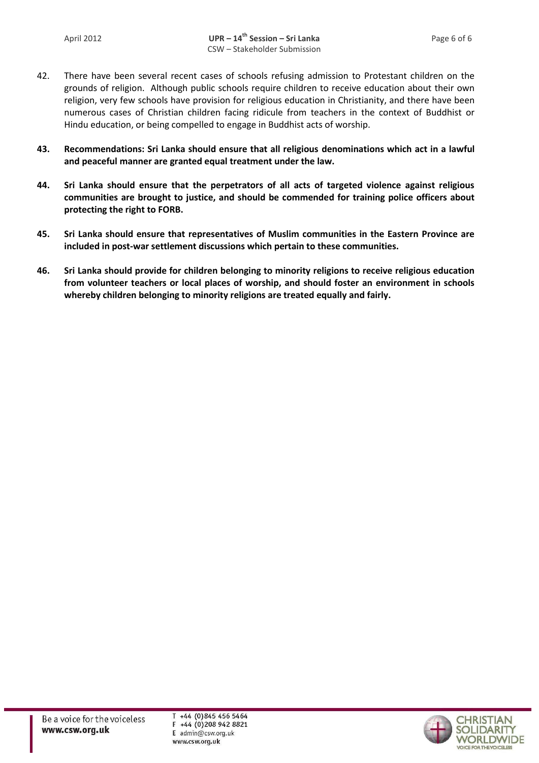42. There have been several recent cases of schools refusing admission to Protestant children on the grounds of religion. Although public schools require children to receive education about their own religion, very few schools have provision for religious education in Christianity, and there have been numerous cases of Christian children facing ridicule from teachers in the context of Buddhist or Hindu education, or being compelled to engage in Buddhist acts of worship.

**43. Recommendations: Sri Lanka should ensure that all religious denominations which act in a lawful and peaceful manner are granted equal treatment under the law.**

**44. Sri Lanka should ensure that the perpetrators of all acts of targeted violence against religious communities are brought to justice, and should be commended for training police officers about protecting the right to FORB.**

**45. Sri Lanka should ensure that representatives of Muslim communities in the Eastern Province are included in post-war settlement discussions which pertain to these communities.**

**46. Sri Lanka should provide for children belonging to minority religions to receive religious education from volunteer teachers or local places of worship, and should foster an environment in schools whereby children belonging to minority religions are treated equally and fairly.**